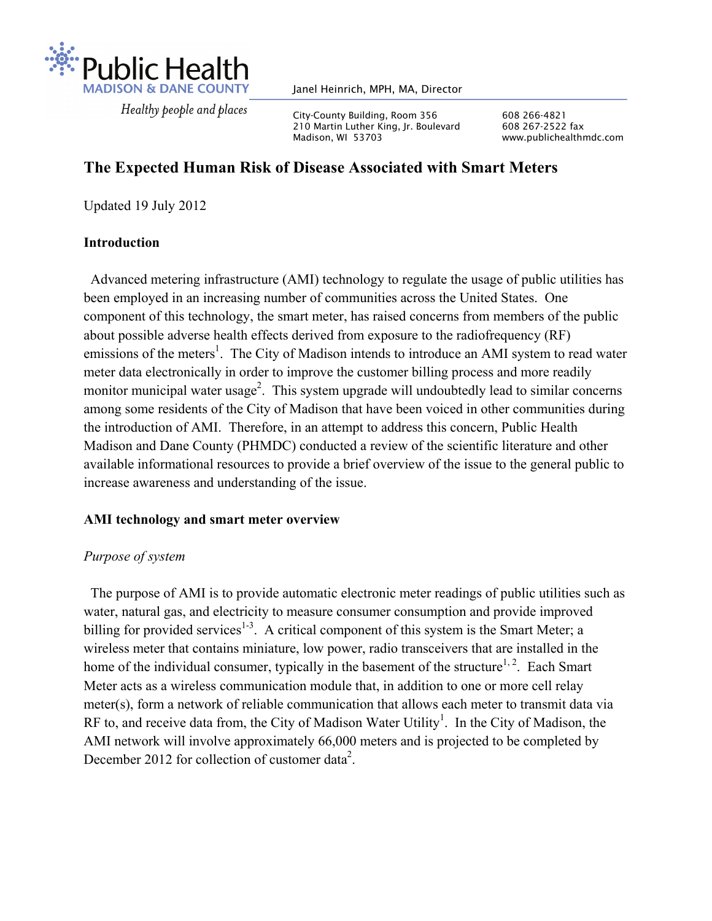Public Health
MADISON & DANE COUNTY

*Healthy people and places*

Janel Heinrich, MPH, MA, Director

City-County Building, Room 356
210 Martin Luther King, Jr. Boulevard
Madison, WI 53703

608 266-4821
608 267-2522 fax
www.publichealthmdc.com

# The Expected Human Risk of Disease Associated with Smart Meters

Updated 19 July 2012

## Introduction

Advanced metering infrastructure (AMI) technology to regulate the usage of public utilities has been employed in an increasing number of communities across the United States. One component of this technology, the smart meter, has raised concerns from members of the public about possible adverse health effects derived from exposure to the radiofrequency (RF) emissions of the meters[1]. The City of Madison intends to introduce an AMI system to read water meter data electronically in order to improve the customer billing process and more readily monitor municipal water usage[2]. This system upgrade will undoubtedly lead to similar concerns among some residents of the City of Madison that have been voiced in other communities during the introduction of AMI. Therefore, in an attempt to address this concern, Public Health Madison and Dane County (PHMDC) conducted a review of the scientific literature and other available informational resources to provide a brief overview of the issue to the general public to increase awareness and understanding of the issue.

## AMI technology and smart meter overview

### *Purpose of system*

The purpose of AMI is to provide automatic electronic meter readings of public utilities such as water, natural gas, and electricity to measure consumer consumption and provide improved billing for provided services[1-3]. A critical component of this system is the Smart Meter; a wireless meter that contains miniature, low power, radio transceivers that are installed in the home of the individual consumer, typically in the basement of the structure[1, 2]. Each Smart Meter acts as a wireless communication module that, in addition to one or more cell relay meter(s), form a network of reliable communication that allows each meter to transmit data via RF to, and receive data from, the City of Madison Water Utility[1]. In the City of Madison, the AMI network will involve approximately 66,000 meters and is projected to be completed by December 2012 for collection of customer data[2].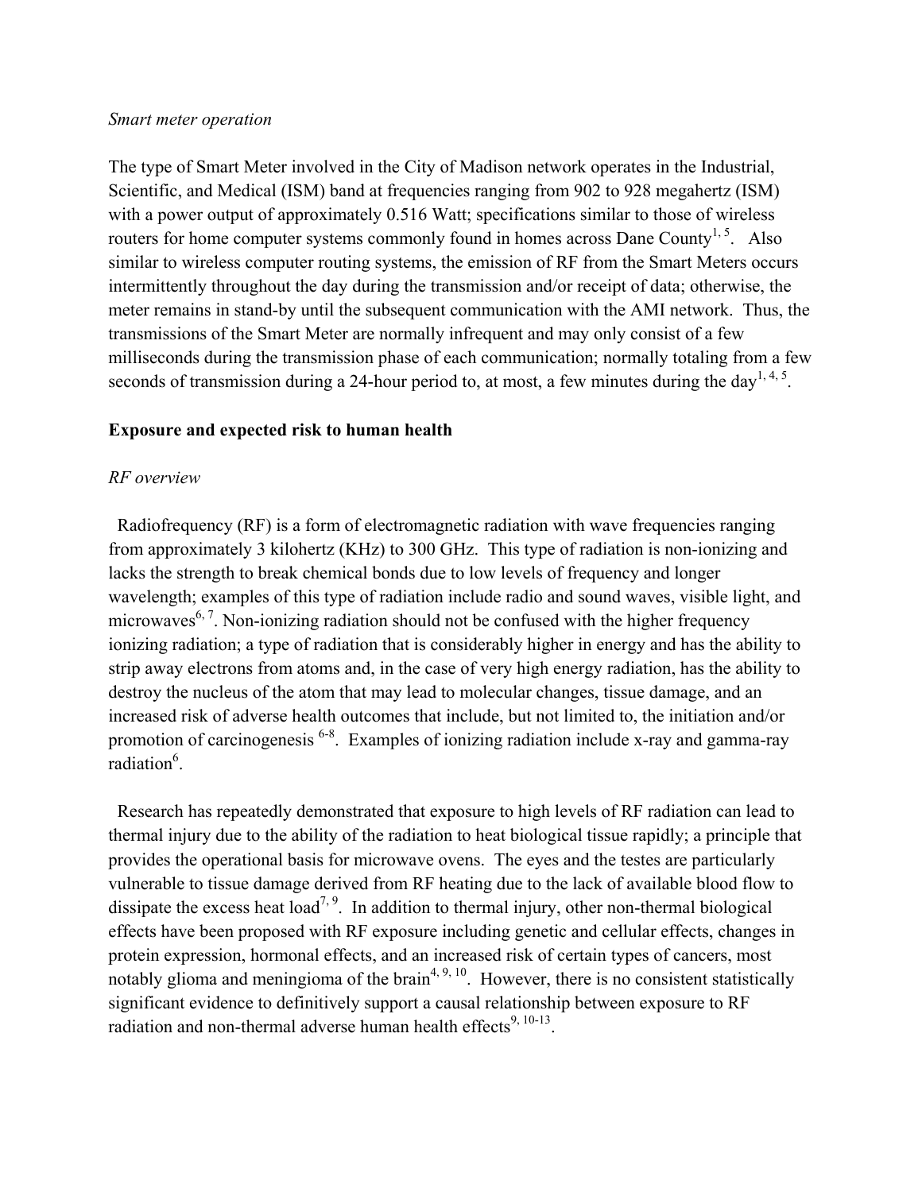*Smart meter operation*

The type of Smart Meter involved in the City of Madison network operates in the Industrial, Scientific, and Medical (ISM) band at frequencies ranging from 902 to 928 megahertz (ISM) with a power output of approximately 0.516 Watt; specifications similar to those of wireless routers for home computer systems commonly found in homes across Dane County[1, 5]. Also similar to wireless computer routing systems, the emission of RF from the Smart Meters occurs intermittently throughout the day during the transmission and/or receipt of data; otherwise, the meter remains in stand-by until the subsequent communication with the AMI network. Thus, the transmissions of the Smart Meter are normally infrequent and may only consist of a few milliseconds during the transmission phase of each communication; normally totaling from a few seconds of transmission during a 24-hour period to, at most, a few minutes during the day[1, 4, 5].

## Exposure and expected risk to human health

*RF overview*

Radiofrequency (RF) is a form of electromagnetic radiation with wave frequencies ranging from approximately 3 kilohertz (KHz) to 300 GHz. This type of radiation is non-ionizing and lacks the strength to break chemical bonds due to low levels of frequency and longer wavelength; examples of this type of radiation include radio and sound waves, visible light, and microwaves[6, 7]. Non-ionizing radiation should not be confused with the higher frequency ionizing radiation; a type of radiation that is considerably higher in energy and has the ability to strip away electrons from atoms and, in the case of very high energy radiation, has the ability to destroy the nucleus of the atom that may lead to molecular changes, tissue damage, and an increased risk of adverse health outcomes that include, but not limited to, the initiation and/or promotion of carcinogenesis [6-8]. Examples of ionizing radiation include x-ray and gamma-ray radiation[6].

Research has repeatedly demonstrated that exposure to high levels of RF radiation can lead to thermal injury due to the ability of the radiation to heat biological tissue rapidly; a principle that provides the operational basis for microwave ovens. The eyes and the testes are particularly vulnerable to tissue damage derived from RF heating due to the lack of available blood flow to dissipate the excess heat load[7, 9]. In addition to thermal injury, other non-thermal biological effects have been proposed with RF exposure including genetic and cellular effects, changes in protein expression, hormonal effects, and an increased risk of certain types of cancers, most notably glioma and meningioma of the brain[4, 9, 10]. However, there is no consistent statistically significant evidence to definitively support a causal relationship between exposure to RF radiation and non-thermal adverse human health effects[9, 10-13].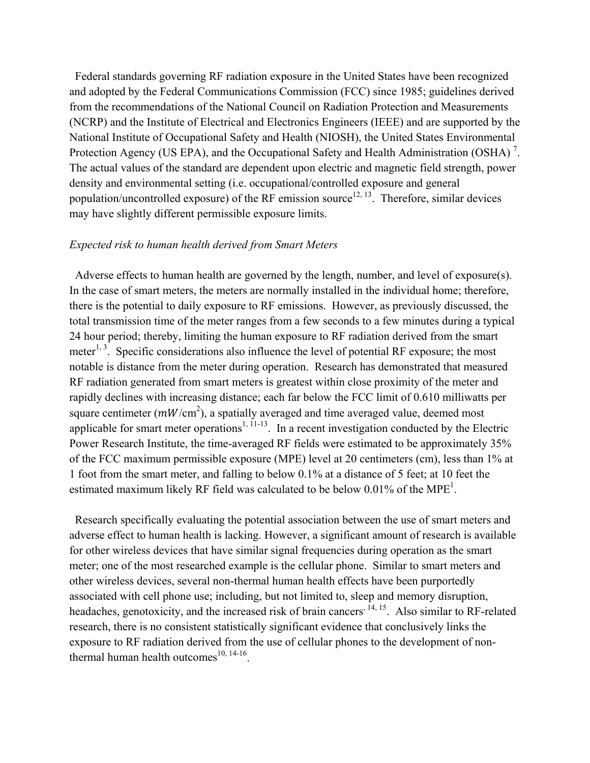Federal standards governing RF radiation exposure in the United States have been recognized and adopted by the Federal Communications Commission (FCC) since 1985; guidelines derived from the recommendations of the National Council on Radiation Protection and Measurements (NCRP) and the Institute of Electrical and Electronics Engineers (IEEE) and are supported by the National Institute of Occupational Safety and Health (NIOSH), the United States Environmental Protection Agency (US EPA), and the Occupational Safety and Health Administration (OSHA) [7]. The actual values of the standard are dependent upon electric and magnetic field strength, power density and environmental setting (i.e. occupational/controlled exposure and general population/uncontrolled exposure) of the RF emission source[12, 13]. Therefore, similar devices may have slightly different permissible exposure limits.

*Expected risk to human health derived from Smart Meters*

Adverse effects to human health are governed by the length, number, and level of exposure(s). In the case of smart meters, the meters are normally installed in the individual home; therefore, there is the potential to daily exposure to RF emissions. However, as previously discussed, the total transmission time of the meter ranges from a few seconds to a few minutes during a typical 24 hour period; thereby, limiting the human exposure to RF radiation derived from the smart meter[1, 3]. Specific considerations also influence the level of potential RF exposure; the most notable is distance from the meter during operation. Research has demonstrated that measured RF radiation generated from smart meters is greatest within close proximity of the meter and rapidly declines with increasing distance; each far below the FCC limit of 0.610 milliwatts per square centimeter ($mW/\text{cm}^2$), a spatially averaged and time averaged value, deemed most applicable for smart meter operations[1, 11-13]. In a recent investigation conducted by the Electric Power Research Institute, the time-averaged RF fields were estimated to be approximately 35% of the FCC maximum permissible exposure (MPE) level at 20 centimeters (cm), less than 1% at 1 foot from the smart meter, and falling to below 0.1% at a distance of 5 feet; at 10 feet the estimated maximum likely RF field was calculated to be below 0.01% of the MPE[1].

Research specifically evaluating the potential association between the use of smart meters and adverse effect to human health is lacking. However, a significant amount of research is available for other wireless devices that have similar signal frequencies during operation as the smart meter; one of the most researched example is the cellular phone. Similar to smart meters and other wireless devices, several non-thermal human health effects have been purportedly associated with cell phone use; including, but not limited to, sleep and memory disruption, headaches, genotoxicity, and the increased risk of brain cancers[14, 15]. Also similar to RF-related research, there is no consistent statistically significant evidence that conclusively links the exposure to RF radiation derived from the use of cellular phones to the development of non-thermal human health outcomes[10, 14-16].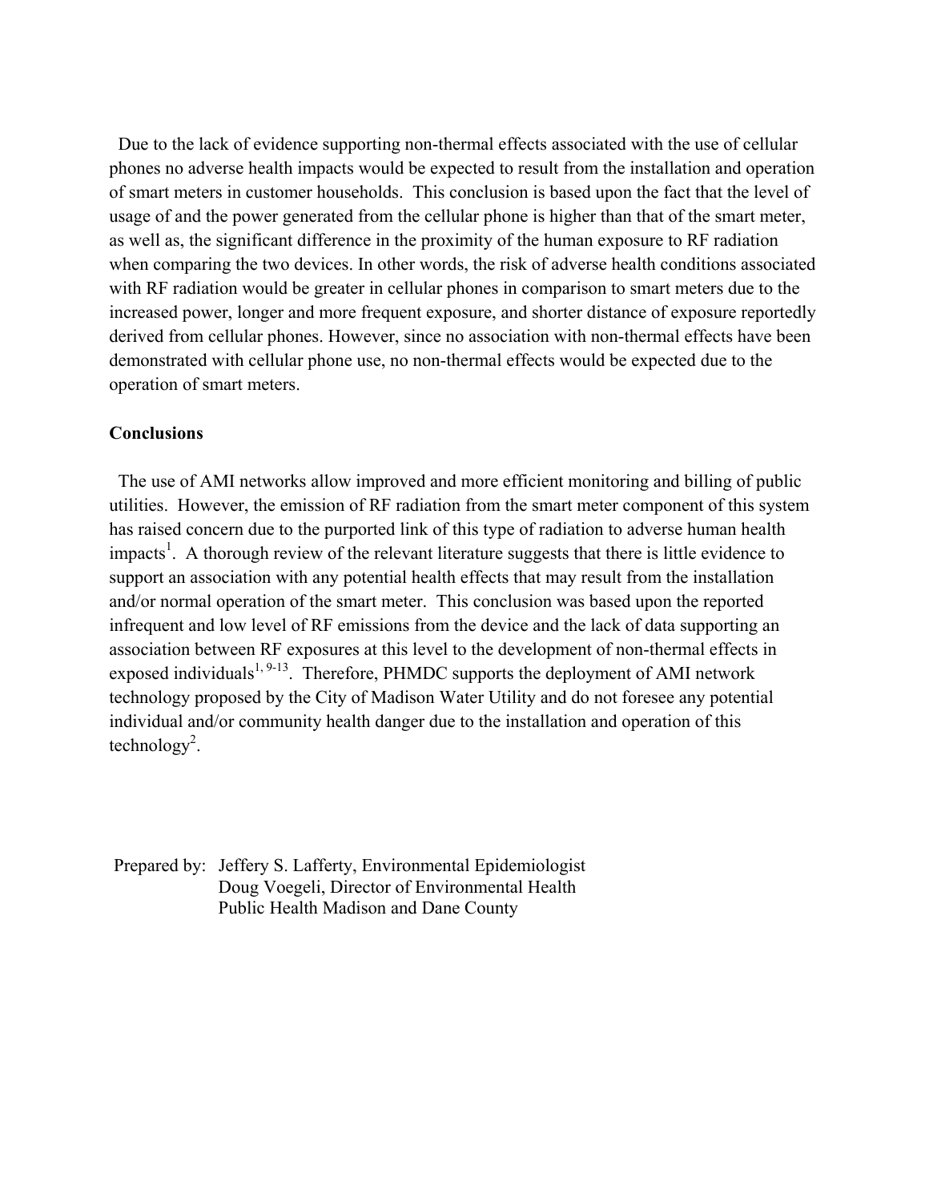Due to the lack of evidence supporting non-thermal effects associated with the use of cellular phones no adverse health impacts would be expected to result from the installation and operation of smart meters in customer households. This conclusion is based upon the fact that the level of usage of and the power generated from the cellular phone is higher than that of the smart meter, as well as, the significant difference in the proximity of the human exposure to RF radiation when comparing the two devices. In other words, the risk of adverse health conditions associated with RF radiation would be greater in cellular phones in comparison to smart meters due to the increased power, longer and more frequent exposure, and shorter distance of exposure reportedly derived from cellular phones. However, since no association with non-thermal effects have been demonstrated with cellular phone use, no non-thermal effects would be expected due to the operation of smart meters.

**Conclusions**

The use of AMI networks allow improved and more efficient monitoring and billing of public utilities. However, the emission of RF radiation from the smart meter component of this system has raised concern due to the purported link of this type of radiation to adverse human health impacts[1]. A thorough review of the relevant literature suggests that there is little evidence to support an association with any potential health effects that may result from the installation and/or normal operation of the smart meter. This conclusion was based upon the reported infrequent and low level of RF emissions from the device and the lack of data supporting an association between RF exposures at this level to the development of non-thermal effects in exposed individuals[1, 9-13]. Therefore, PHMDC supports the deployment of AMI network technology proposed by the City of Madison Water Utility and do not foresee any potential individual and/or community health danger due to the installation and operation of this technology[2].

Prepared by: Jeffery S. Lafferty, Environmental Epidemiologist
Doug Voegeli, Director of Environmental Health
Public Health Madison and Dane County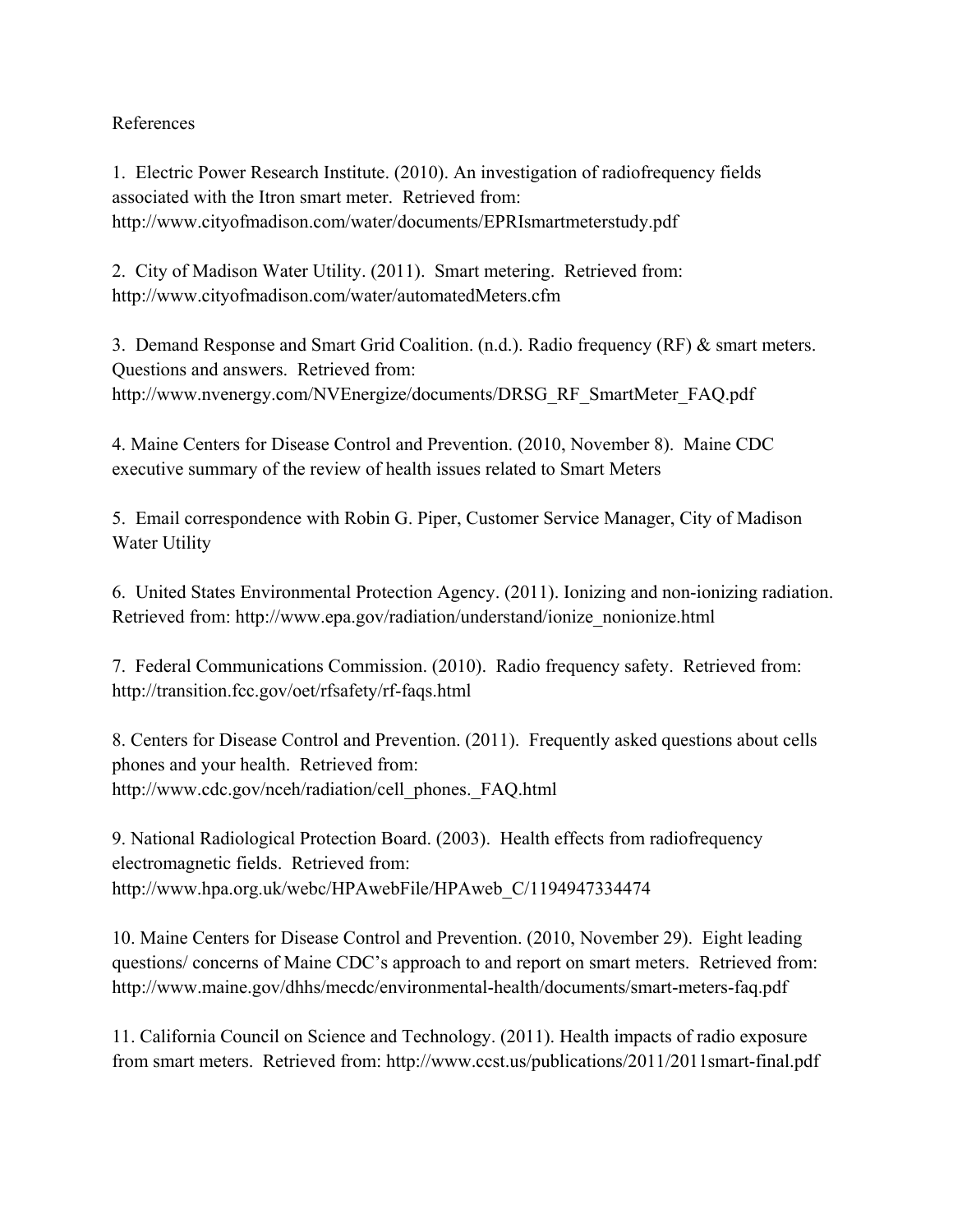References

1. Electric Power Research Institute. (2010). An investigation of radiofrequency fields associated with the Itron smart meter. Retrieved from: http://www.cityofmadison.com/water/documents/EPRIsmartmeterstudy.pdf

2. City of Madison Water Utility. (2011). Smart metering. Retrieved from: http://www.cityofmadison.com/water/automatedMeters.cfm

3. Demand Response and Smart Grid Coalition. (n.d.). Radio frequency (RF) & smart meters. Questions and answers. Retrieved from: http://www.nvenergy.com/NVEnergize/documents/DRSG_RF_SmartMeter_FAQ.pdf

4. Maine Centers for Disease Control and Prevention. (2010, November 8). Maine CDC executive summary of the review of health issues related to Smart Meters

5. Email correspondence with Robin G. Piper, Customer Service Manager, City of Madison Water Utility

6. United States Environmental Protection Agency. (2011). Ionizing and non-ionizing radiation. Retrieved from: http://www.epa.gov/radiation/understand/ionize_nonionize.html

7. Federal Communications Commission. (2010). Radio frequency safety. Retrieved from: http://transition.fcc.gov/oet/rfsafety/rf-faqs.html

8. Centers for Disease Control and Prevention. (2011). Frequently asked questions about cells phones and your health. Retrieved from: http://www.cdc.gov/nceh/radiation/cell_phones._FAQ.html

9. National Radiological Protection Board. (2003). Health effects from radiofrequency electromagnetic fields. Retrieved from: http://www.hpa.org.uk/webc/HPAwebFile/HPAweb_C/1194947334474

10. Maine Centers for Disease Control and Prevention. (2010, November 29). Eight leading questions/ concerns of Maine CDC's approach to and report on smart meters. Retrieved from: http://www.maine.gov/dhhs/mecdc/environmental-health/documents/smart-meters-faq.pdf

11. California Council on Science and Technology. (2011). Health impacts of radio exposure from smart meters. Retrieved from: http://www.ccst.us/publications/2011/2011smart-final.pdf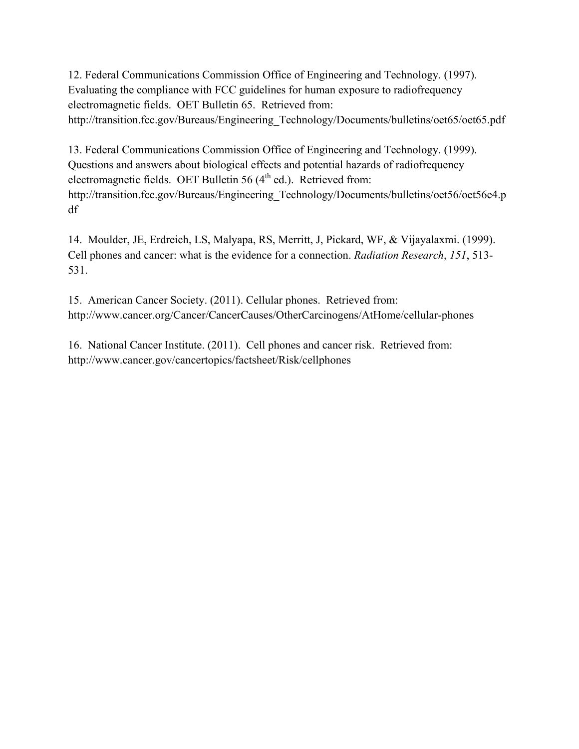12. Federal Communications Commission Office of Engineering and Technology. (1997). Evaluating the compliance with FCC guidelines for human exposure to radiofrequency electromagnetic fields. OET Bulletin 65. Retrieved from: http://transition.fcc.gov/Bureaus/Engineering_Technology/Documents/bulletins/oet65/oet65.pdf

13. Federal Communications Commission Office of Engineering and Technology. (1999). Questions and answers about biological effects and potential hazards of radiofrequency electromagnetic fields. OET Bulletin 56 (4th ed.). Retrieved from: http://transition.fcc.gov/Bureaus/Engineering_Technology/Documents/bulletins/oet56/oet56e4.pdf

14. Moulder, JE, Erdreich, LS, Malyapa, RS, Merritt, J, Pickard, WF, & Vijayalaxmi. (1999). Cell phones and cancer: what is the evidence for a connection. *Radiation Research*, *151*, 513-531.

15. American Cancer Society. (2011). Cellular phones. Retrieved from: http://www.cancer.org/Cancer/CancerCauses/OtherCarcinogens/AtHome/cellular-phones

16. National Cancer Institute. (2011). Cell phones and cancer risk. Retrieved from: http://www.cancer.gov/cancertopics/factsheet/Risk/cellphones